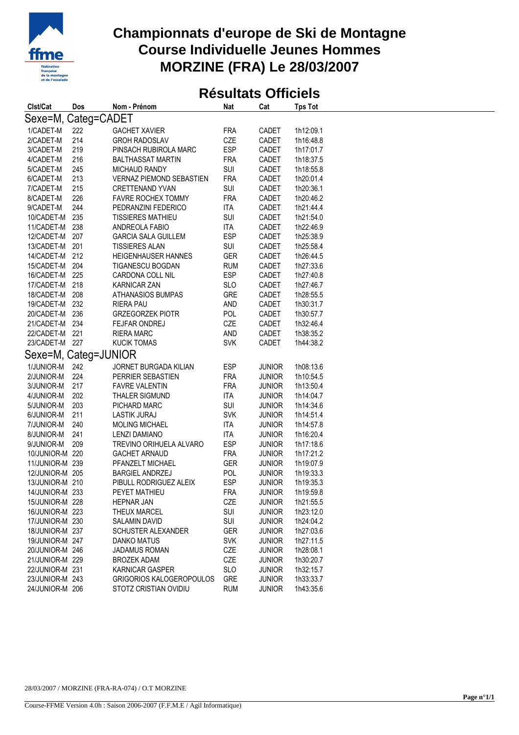# Championnats d'europe de Ski de Montagne
# Course Individuelle Jeunes Hommes
# MORZINE (FRA) Le 28/03/2007

## Résultats Officiels

| Clst/Cat | Dos | Nom - Prénom | Nat | Cat | Tps Tot |
|---|---|---|---|---|---|
| **Sexe=M, Categ=CADET** | | | | | |
| 1/CADET-M | 222 | GACHET XAVIER | FRA | CADET | 1h12:09.1 |
| 2/CADET-M | 214 | GROH RADOSLAV | CZE | CADET | 1h16:48.8 |
| 3/CADET-M | 219 | PINSACH RUBIROLA MARC | ESP | CADET | 1h17:01.7 |
| 4/CADET-M | 216 | BALTHASSAT MARTIN | FRA | CADET | 1h18:37.5 |
| 5/CADET-M | 245 | MICHAUD RANDY | SUI | CADET | 1h18:55.8 |
| 6/CADET-M | 213 | VERNAZ PIEMOND SEBASTIEN | FRA | CADET | 1h20:01.4 |
| 7/CADET-M | 215 | CRETTENAND YVAN | SUI | CADET | 1h20:36.1 |
| 8/CADET-M | 226 | FAVRE ROCHEX TOMMY | FRA | CADET | 1h20:46.2 |
| 9/CADET-M | 244 | PEDRANZINI FEDERICO | ITA | CADET | 1h21:44.4 |
| 10/CADET-M | 235 | TISSIERES MATHIEU | SUI | CADET | 1h21:54.0 |
| 11/CADET-M | 238 | ANDREOLA FABIO | ITA | CADET | 1h22:46.9 |
| 12/CADET-M | 207 | GARCIA SALA GUILLEM | ESP | CADET | 1h25:38.9 |
| 13/CADET-M | 201 | TISSIERES ALAN | SUI | CADET | 1h25:58.4 |
| 14/CADET-M | 212 | HEIGENHAUSER HANNES | GER | CADET | 1h26:44.5 |
| 15/CADET-M | 204 | TIGANESCU BOGDAN | RUM | CADET | 1h27:33.6 |
| 16/CADET-M | 225 | CARDONA COLL NIL | ESP | CADET | 1h27:40.8 |
| 17/CADET-M | 218 | KARNICAR ZAN | SLO | CADET | 1h27:46.7 |
| 18/CADET-M | 208 | ATHANASIOS BUMPAS | GRE | CADET | 1h28:55.5 |
| 19/CADET-M | 232 | RIERA PAU | AND | CADET | 1h30:31.7 |
| 20/CADET-M | 236 | GRZEGORZEK PIOTR | POL | CADET | 1h30:57.7 |
| 21/CADET-M | 234 | FEJFAR ONDREJ | CZE | CADET | 1h32:46.4 |
| 22/CADET-M | 221 | RIERA MARC | AND | CADET | 1h38:35.2 |
| 23/CADET-M | 227 | KUCIK TOMAS | SVK | CADET | 1h44:38.2 |
| **Sexe=M, Categ=JUNIOR** | | | | | |
| 1/JUNIOR-M | 242 | JORNET BURGADA KILIAN | ESP | JUNIOR | 1h08:13.6 |
| 2/JUNIOR-M | 224 | PERRIER SEBASTIEN | FRA | JUNIOR | 1h10:54.5 |
| 3/JUNIOR-M | 217 | FAVRE VALENTIN | FRA | JUNIOR | 1h13:50.4 |
| 4/JUNIOR-M | 202 | THALER SIGMUND | ITA | JUNIOR | 1h14:04.7 |
| 5/JUNIOR-M | 203 | PICHARD MARC | SUI | JUNIOR | 1h14:34.6 |
| 6/JUNIOR-M | 211 | LASTIK JURAJ | SVK | JUNIOR | 1h14:51.4 |
| 7/JUNIOR-M | 240 | MOLING MICHAEL | ITA | JUNIOR | 1h14:57.8 |
| 8/JUNIOR-M | 241 | LENZI DAMIANO | ITA | JUNIOR | 1h16:20.4 |
| 9/JUNIOR-M | 209 | TREVINO ORIHUELA ALVARO | ESP | JUNIOR | 1h17:18.6 |
| 10/JUNIOR-M | 220 | GACHET ARNAUD | FRA | JUNIOR | 1h17:21.2 |
| 11/JUNIOR-M | 239 | PFANZELT MICHAEL | GER | JUNIOR | 1h19:07.9 |
| 12/JUNIOR-M | 205 | BARGIEL ANDRZEJ | POL | JUNIOR | 1h19:33.3 |
| 13/JUNIOR-M | 210 | PIBULL RODRIGUEZ ALEIX | ESP | JUNIOR | 1h19:35.3 |
| 14/JUNIOR-M | 233 | PEYET MATHIEU | FRA | JUNIOR | 1h19:59.8 |
| 15/JUNIOR-M | 228 | HEPNAR JAN | CZE | JUNIOR | 1h21:55.5 |
| 16/JUNIOR-M | 223 | THEUX MARCEL | SUI | JUNIOR | 1h23:12.0 |
| 17/JUNIOR-M | 230 | SALAMIN DAVID | SUI | JUNIOR | 1h24:04.2 |
| 18/JUNIOR-M | 237 | SCHUSTER ALEXANDER | GER | JUNIOR | 1h27:03.6 |
| 19/JUNIOR-M | 247 | DANKO MATUS | SVK | JUNIOR | 1h27:11.5 |
| 20/JUNIOR-M | 246 | JADAMUS ROMAN | CZE | JUNIOR | 1h28:08.1 |
| 21/JUNIOR-M | 229 | BROZEK ADAM | CZE | JUNIOR | 1h30:20.7 |
| 22/JUNIOR-M | 231 | KARNICAR GASPER | SLO | JUNIOR | 1h32:15.7 |
| 23/JUNIOR-M | 243 | GRIGORIOS KALOGEROPOULOS | GRE | JUNIOR | 1h33:33.7 |
| 24/JUNIOR-M | 206 | STOTZ CRISTIAN OVIDIU | RUM | JUNIOR | 1h43:35.6 |

28/03/2007 / MORZINE (FRA-RA-074) / O.T MORZINE

Course-FFME Version 4.0h : Saison 2006-2007 (F.F.M.E / Agil Informatique)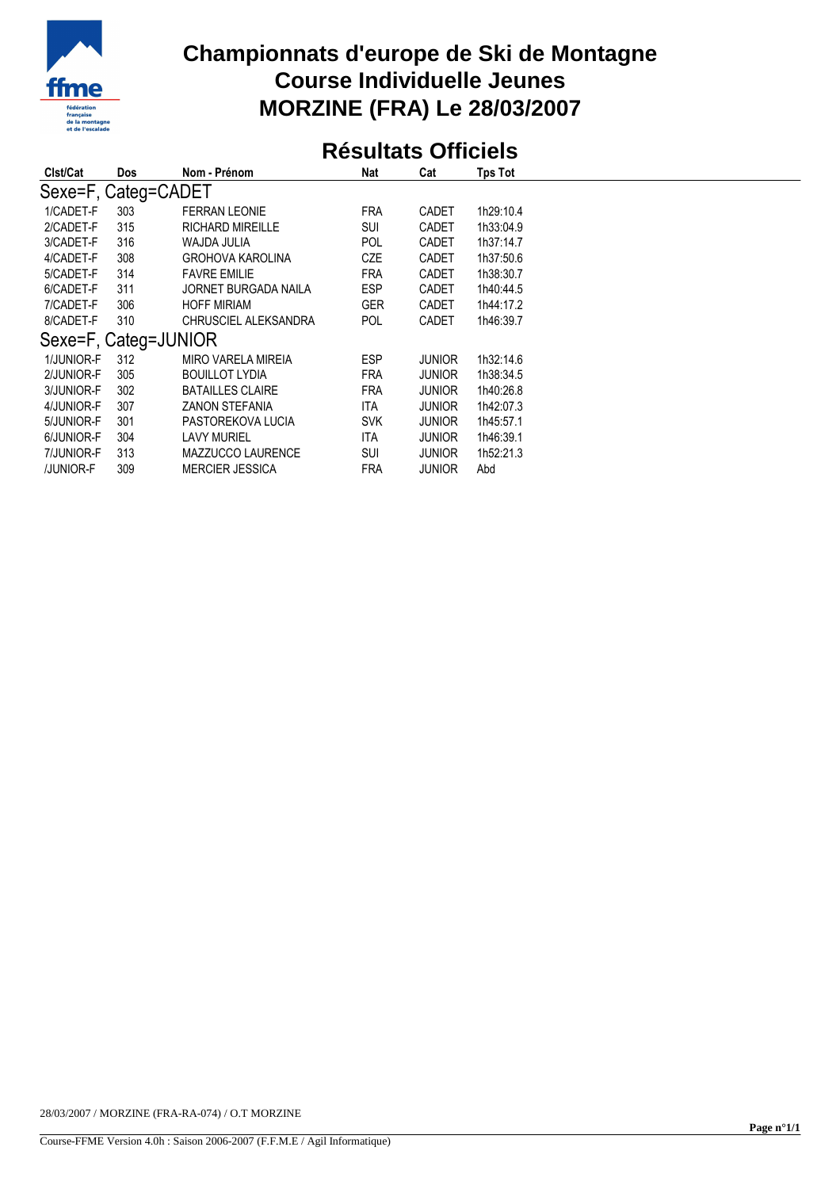# Championnats d'europe de Ski de Montagne
# Course Individuelle Jeunes
# MORZINE (FRA) Le 28/03/2007

## Résultats Officiels

| Clst/Cat | Dos | Nom - Prénom | Nat | Cat | Tps Tot |
|---|---|---|---|---|---|
| **Sexe=F, Categ=CADET** | | | | | |
| 1/CADET-F | 303 | FERRAN LEONIE | FRA | CADET | 1h29:10.4 |
| 2/CADET-F | 315 | RICHARD MIREILLE | SUI | CADET | 1h33:04.9 |
| 3/CADET-F | 316 | WAJDA JULIA | POL | CADET | 1h37:14.7 |
| 4/CADET-F | 308 | GROHOVA KAROLINA | CZE | CADET | 1h37:50.6 |
| 5/CADET-F | 314 | FAVRE EMILIE | FRA | CADET | 1h38:30.7 |
| 6/CADET-F | 311 | JORNET BURGADA NAILA | ESP | CADET | 1h40:44.5 |
| 7/CADET-F | 306 | HOFF MIRIAM | GER | CADET | 1h44:17.2 |
| 8/CADET-F | 310 | CHRUSCIEL ALEKSANDRA | POL | CADET | 1h46:39.7 |
| **Sexe=F, Categ=JUNIOR** | | | | | |
| 1/JUNIOR-F | 312 | MIRO VARELA MIREIA | ESP | JUNIOR | 1h32:14.6 |
| 2/JUNIOR-F | 305 | BOUILLOT LYDIA | FRA | JUNIOR | 1h38:34.5 |
| 3/JUNIOR-F | 302 | BATAILLES CLAIRE | FRA | JUNIOR | 1h40:26.8 |
| 4/JUNIOR-F | 307 | ZANON STEFANIA | ITA | JUNIOR | 1h42:07.3 |
| 5/JUNIOR-F | 301 | PASTOREKOVA LUCIA | SVK | JUNIOR | 1h45:57.1 |
| 6/JUNIOR-F | 304 | LAVY MURIEL | ITA | JUNIOR | 1h46:39.1 |
| 7/JUNIOR-F | 313 | MAZZUCCO LAURENCE | SUI | JUNIOR | 1h52:21.3 |
| /JUNIOR-F | 309 | MERCIER JESSICA | FRA | JUNIOR | Abd |

28/03/2007 / MORZINE (FRA-RA-074) / O.T MORZINE

Course-FFME Version 4.0h : Saison 2006-2007 (F.F.M.E / Agil Informatique)